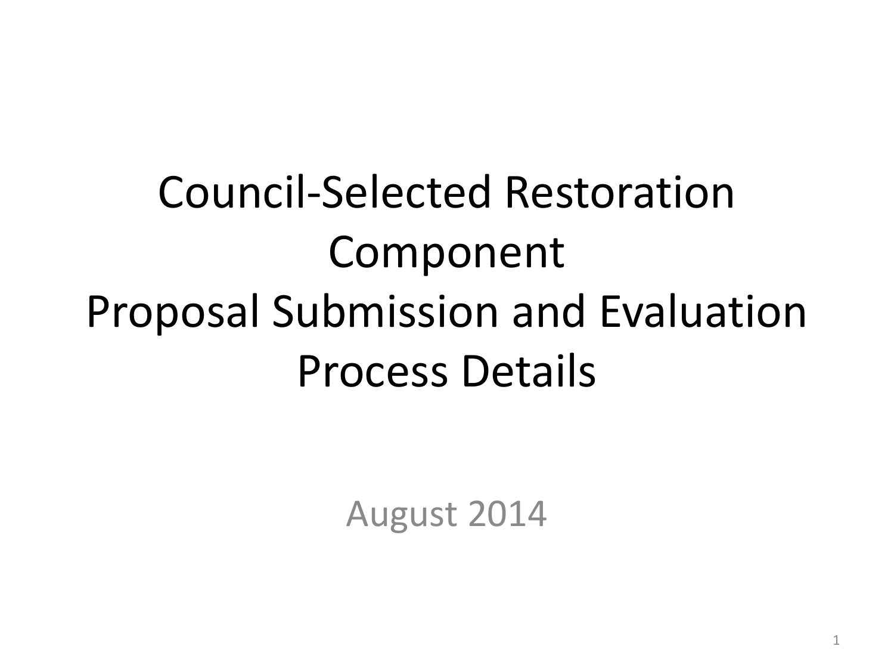# Council-Selected Restoration Component
# Proposal Submission and Evaluation Process Details

August 2014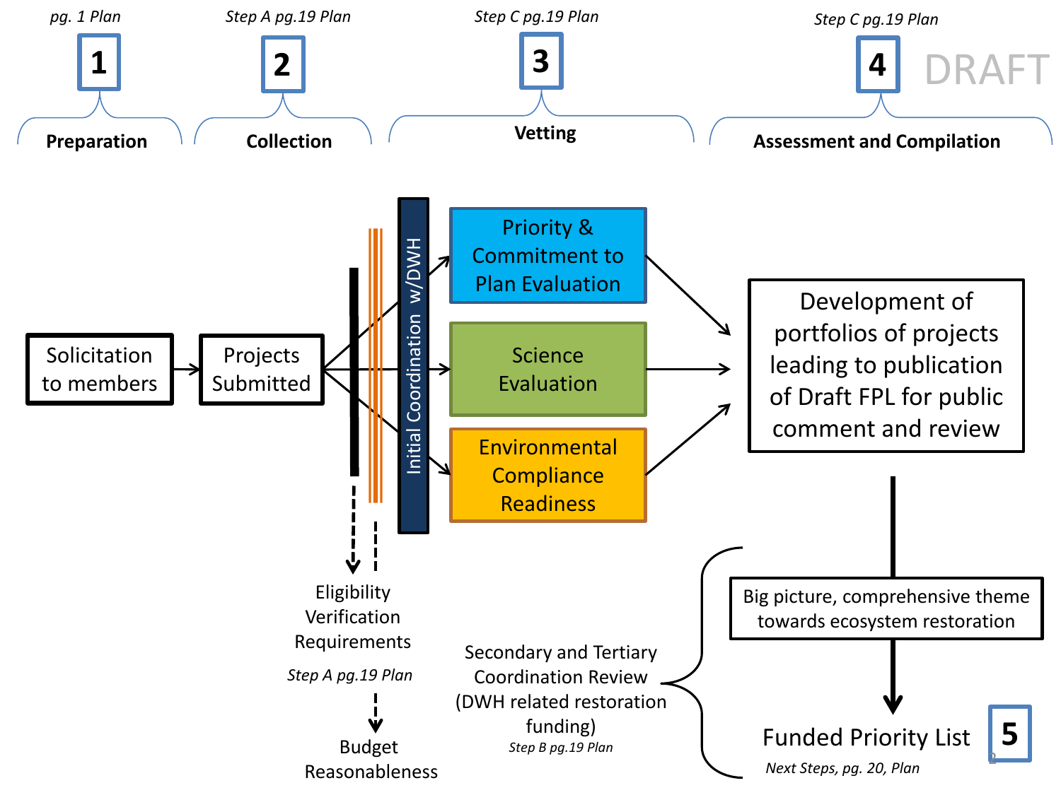DRAFT

## 1 Preparation
*pg. 1 Plan*

## 2 Collection
*Step A pg.19 Plan*

## 3 Vetting
*Step C pg.19 Plan*

## 4 Assessment and Compilation
*Step C pg.19 Plan*

Solicitation to members → Projects Submitted → Initial Coordination w/DWH →

- Priority & Commitment to Plan Evaluation
- Science Evaluation
- Environmental Compliance Readiness

→ Development of portfolios of projects leading to publication of Draft FPL for public comment and review

Eligibility Verification Requirements
*Step A pg.19 Plan*

Budget Reasonableness

Secondary and Tertiary Coordination Review (DWH related restoration funding)
*Step B pg.19 Plan*

Big picture, comprehensive theme towards ecosystem restoration

## 5 Funded Priority List
*Next Steps, pg. 20, Plan*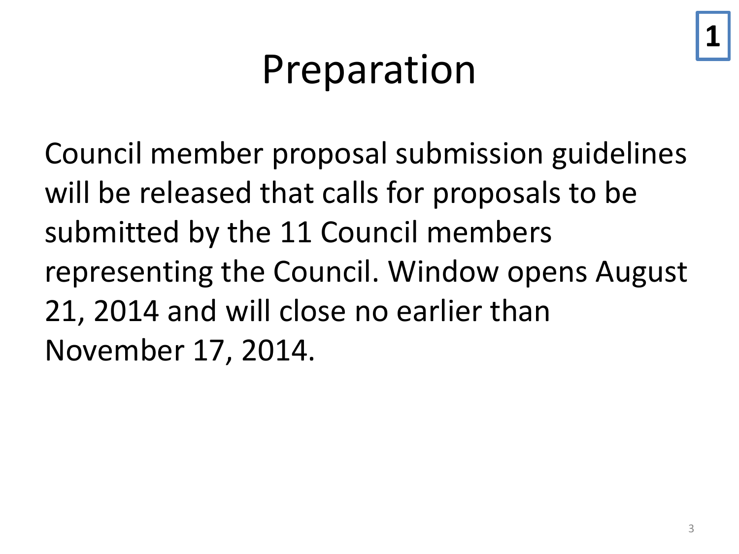**1**

# Preparation

Council member proposal submission guidelines will be released that calls for proposals to be submitted by the 11 Council members representing the Council. Window opens August 21, 2014 and will close no earlier than November 17, 2014.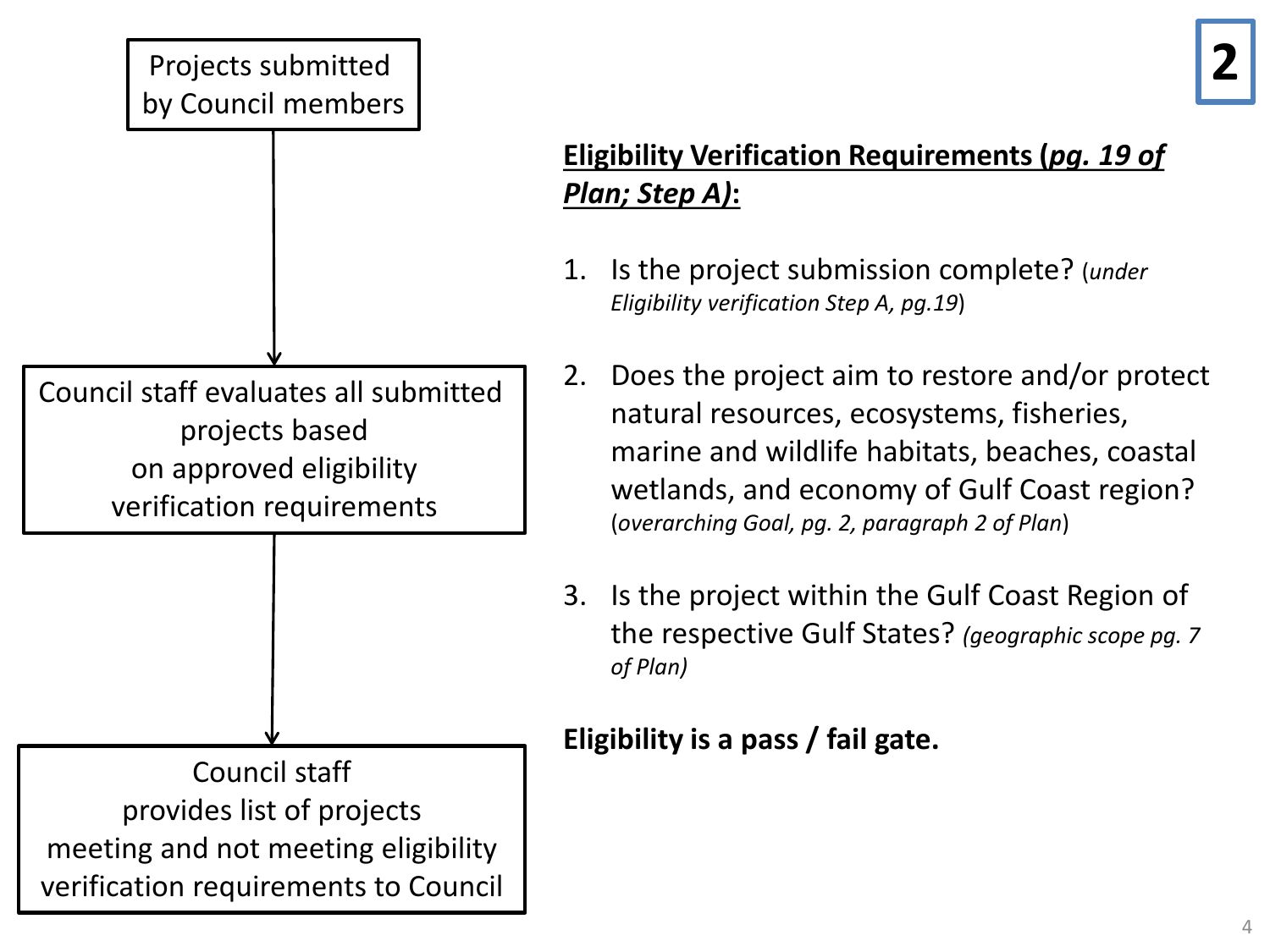2

Projects submitted by Council members

↓

Council staff evaluates all submitted projects based on approved eligibility verification requirements

↓

Council staff provides list of projects meeting and not meeting eligibility verification requirements to Council

**<u>Eligibility Verification Requirements (*pg. 19 of Plan; Step A)*:</u>**

1. Is the project submission complete? (*under Eligibility verification Step A, pg.19*)
2. Does the project aim to restore and/or protect natural resources, ecosystems, fisheries, marine and wildlife habitats, beaches, coastal wetlands, and economy of Gulf Coast region? (*overarching Goal, pg. 2, paragraph 2 of Plan*)
3. Is the project within the Gulf Coast Region of the respective Gulf States? *(geographic scope pg. 7 of Plan)*

**Eligibility is a pass / fail gate.**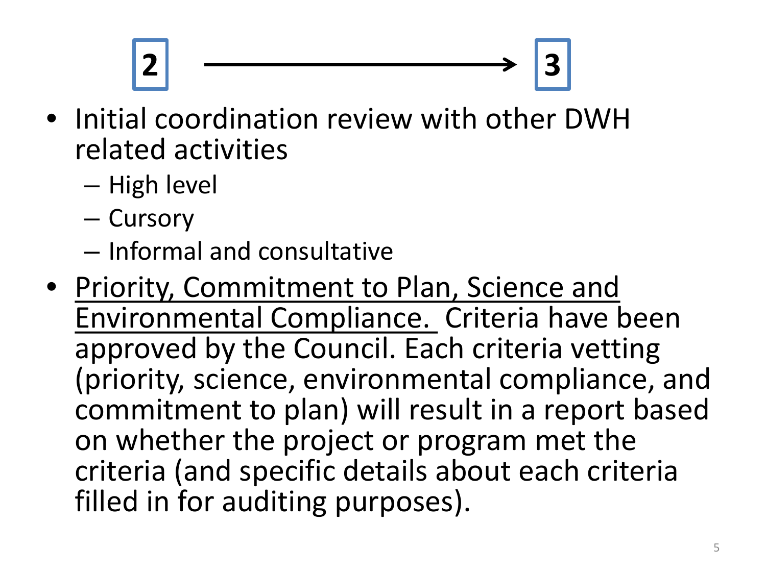**2** ⟶ **3**

- Initial coordination review with other DWH related activities
  - High level
  - Cursory
  - Informal and consultative
- <u>Priority, Commitment to Plan, Science and Environmental Compliance.</u> Criteria have been approved by the Council. Each criteria vetting (priority, science, environmental compliance, and commitment to plan) will result in a report based on whether the project or program met the criteria (and specific details about each criteria filled in for auditing purposes).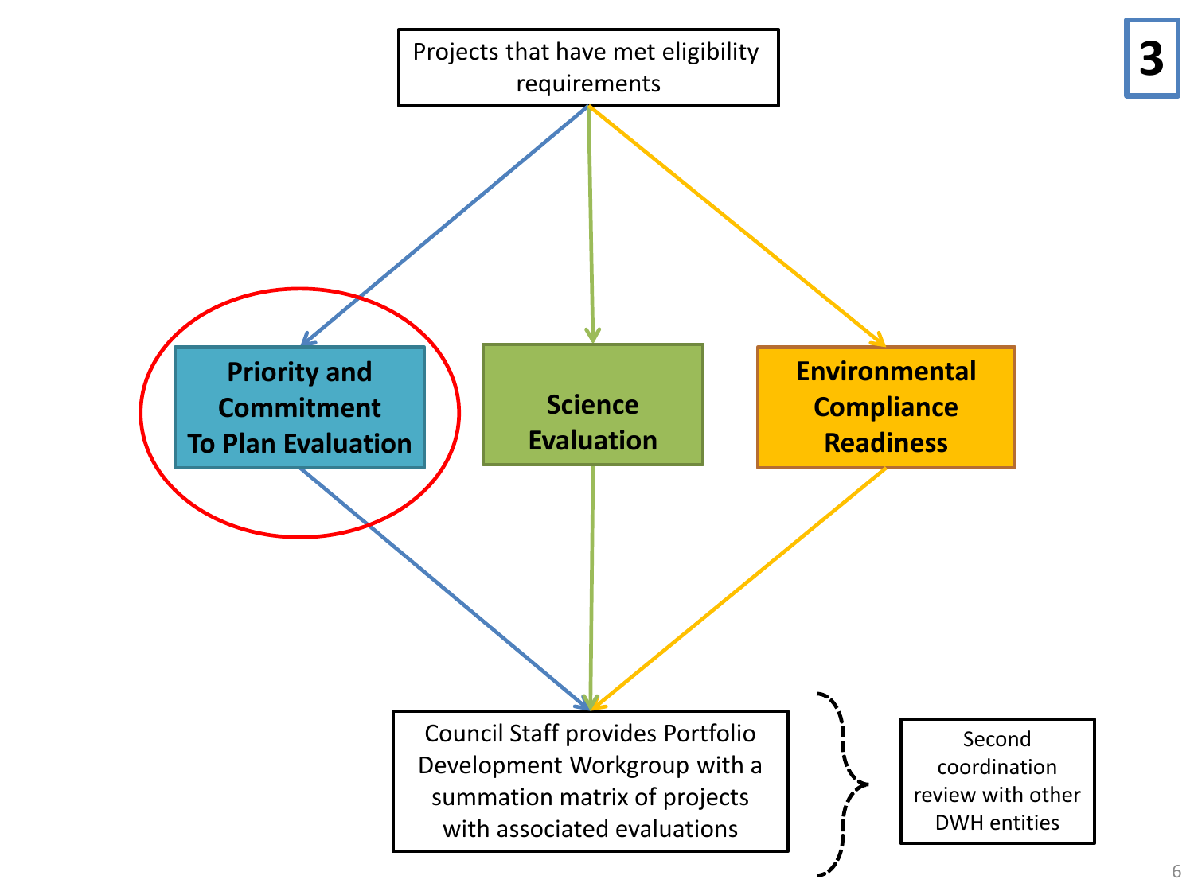3

Projects that have met eligibility requirements

**Priority and Commitment To Plan Evaluation**

**Science Evaluation**

**Environmental Compliance Readiness**

Council Staff provides Portfolio Development Workgroup with a summation matrix of projects with associated evaluations

Second coordination review with other DWH entities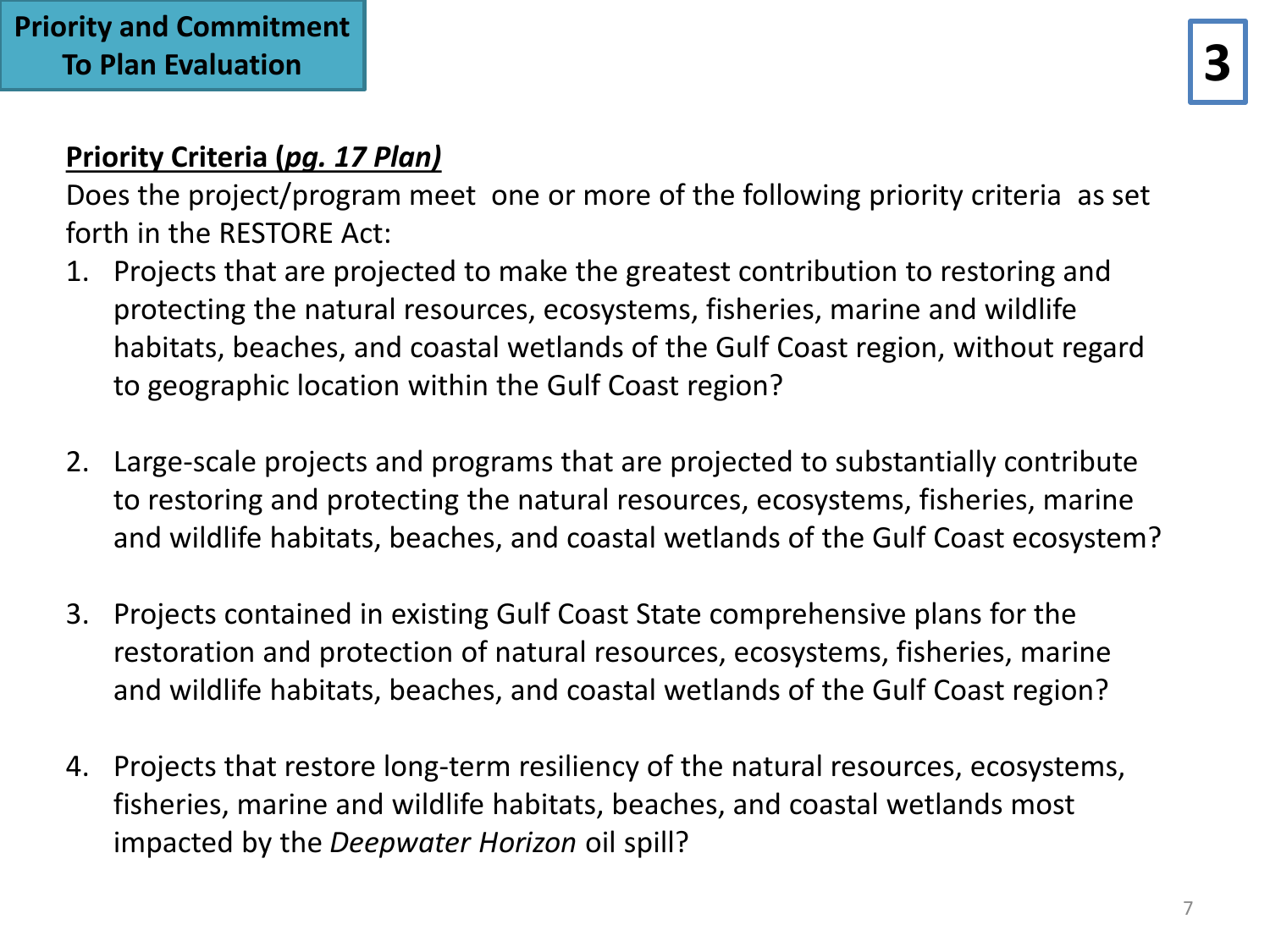**Priority and Commitment To Plan Evaluation**

**3**

**Priority Criteria (*pg. 17 Plan)***

Does the project/program meet one or more of the following priority criteria as set forth in the RESTORE Act:

1. Projects that are projected to make the greatest contribution to restoring and protecting the natural resources, ecosystems, fisheries, marine and wildlife habitats, beaches, and coastal wetlands of the Gulf Coast region, without regard to geographic location within the Gulf Coast region?

2. Large-scale projects and programs that are projected to substantially contribute to restoring and protecting the natural resources, ecosystems, fisheries, marine and wildlife habitats, beaches, and coastal wetlands of the Gulf Coast ecosystem?

3. Projects contained in existing Gulf Coast State comprehensive plans for the restoration and protection of natural resources, ecosystems, fisheries, marine and wildlife habitats, beaches, and coastal wetlands of the Gulf Coast region?

4. Projects that restore long-term resiliency of the natural resources, ecosystems, fisheries, marine and wildlife habitats, beaches, and coastal wetlands most impacted by the *Deepwater Horizon* oil spill?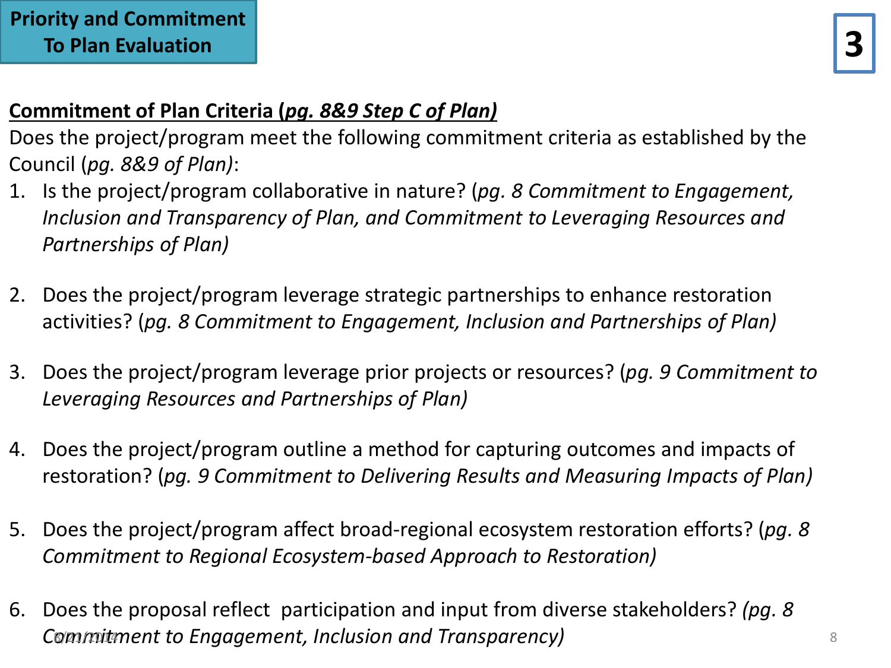**Priority and Commitment To Plan Evaluation**

**3**

**Commitment of Plan Criteria (*pg. 8&9 Step C of Plan)***

Does the project/program meet the following commitment criteria as established by the Council (*pg. 8&9 of Plan)*:

1. Is the project/program collaborative in nature? (*pg. 8 Commitment to Engagement, Inclusion and Transparency of Plan, and Commitment to Leveraging Resources and Partnerships of Plan)*

2. Does the project/program leverage strategic partnerships to enhance restoration activities? (*pg. 8 Commitment to Engagement, Inclusion and Partnerships of Plan)*

3. Does the project/program leverage prior projects or resources? (*pg. 9 Commitment to Leveraging Resources and Partnerships of Plan)*

4. Does the project/program outline a method for capturing outcomes and impacts of restoration? (*pg. 9 Commitment to Delivering Results and Measuring Impacts of Plan)*

5. Does the project/program affect broad-regional ecosystem restoration efforts? (*pg. 8 Commitment to Regional Ecosystem-based Approach to Restoration)*

6. Does the proposal reflect participation and input from diverse stakeholders? *(pg. 8 Commitment to Engagement, Inclusion and Transparency)*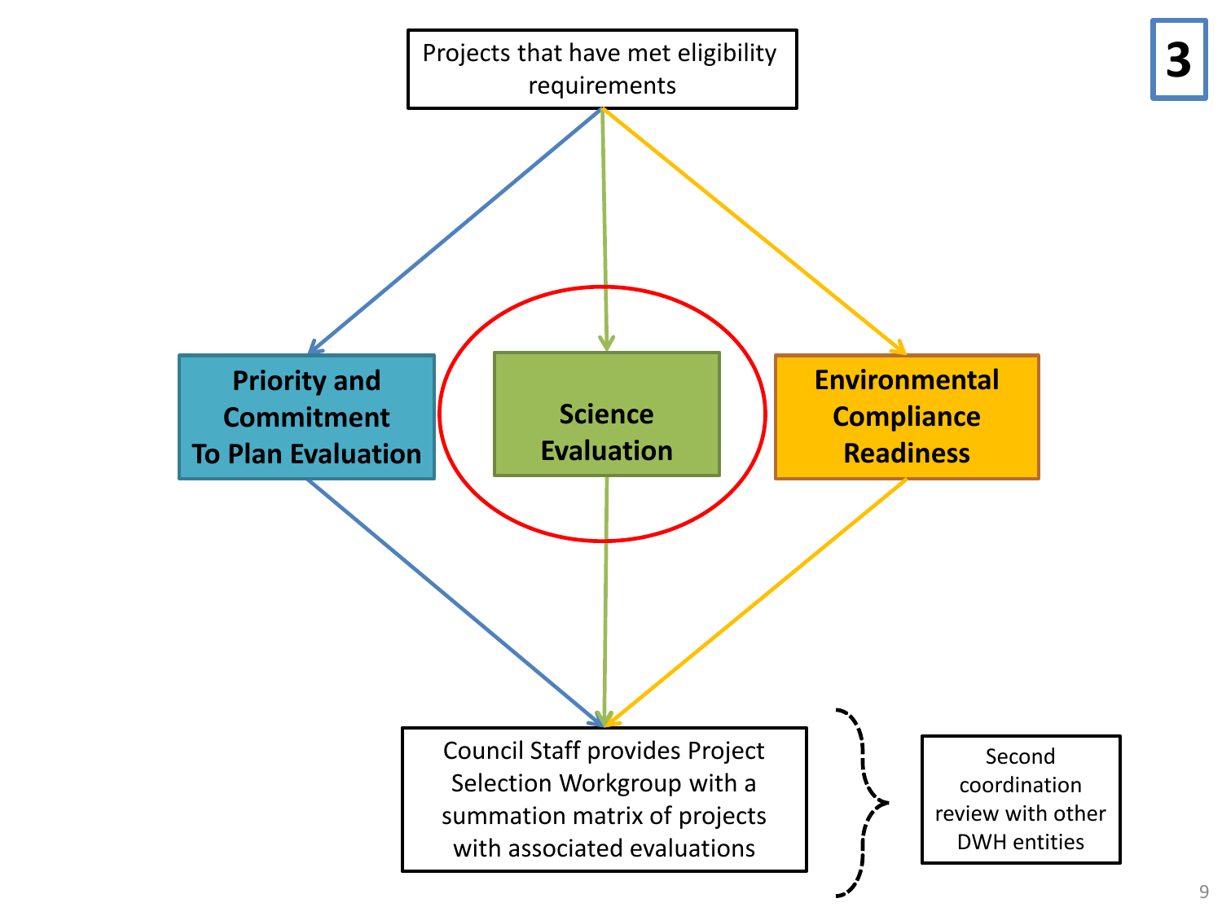3

Projects that have met eligibility requirements

**Priority and Commitment To Plan Evaluation**

**Science Evaluation**

**Environmental Compliance Readiness**

Council Staff provides Project Selection Workgroup with a summation matrix of projects with associated evaluations

Second coordination review with other DWH entities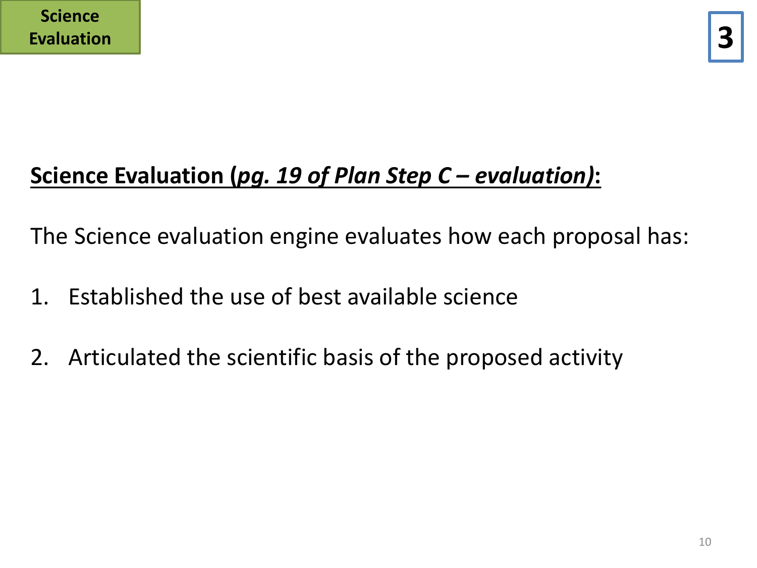Science Evaluation

3

**Science Evaluation (*pg. 19 of Plan Step C – evaluation)*:**

The Science evaluation engine evaluates how each proposal has:

1. Established the use of best available science

2. Articulated the scientific basis of the proposed activity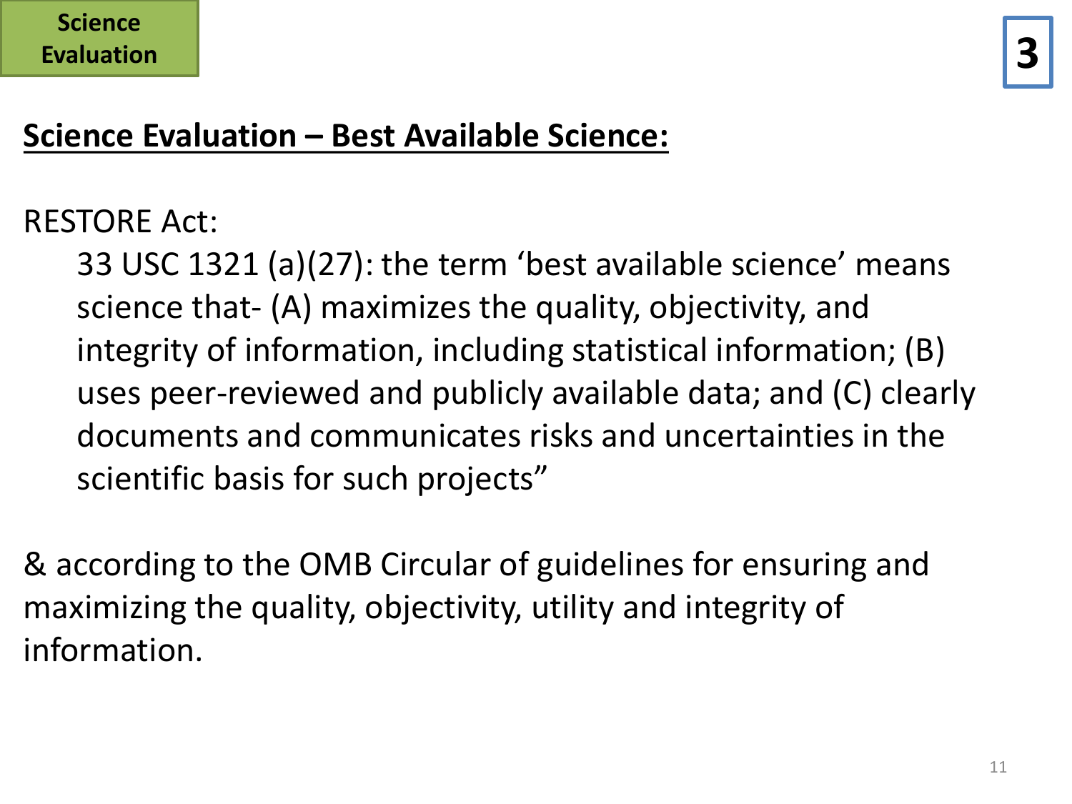Science Evaluation

3

## Science Evaluation – Best Available Science:

RESTORE Act:

> 33 USC 1321 (a)(27): the term 'best available science' means science that- (A) maximizes the quality, objectivity, and integrity of information, including statistical information; (B) uses peer-reviewed and publicly available data; and (C) clearly documents and communicates risks and uncertainties in the scientific basis for such projects"

& according to the OMB Circular of guidelines for ensuring and maximizing the quality, objectivity, utility and integrity of information.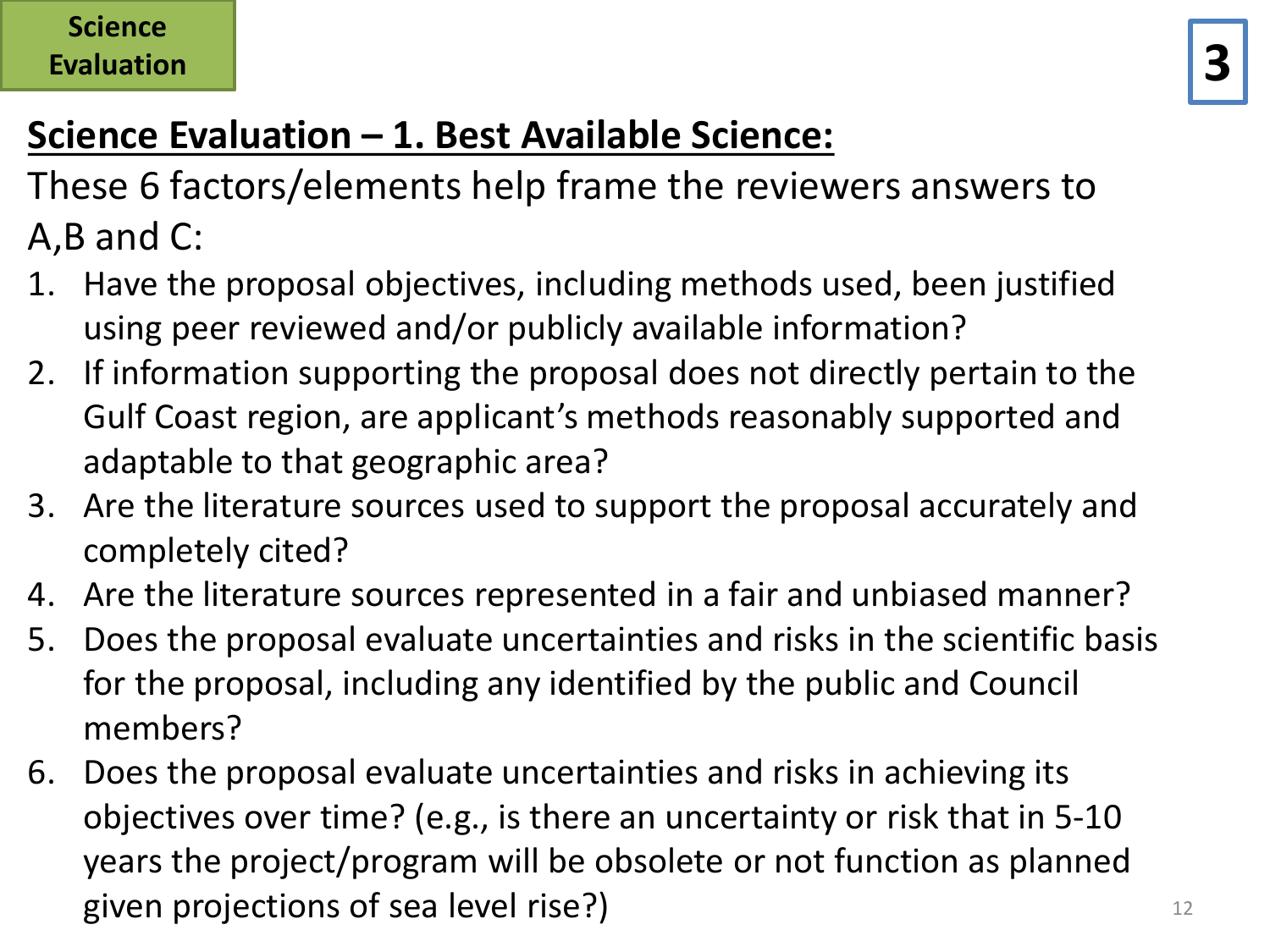**Science Evaluation**

**3**

## Science Evaluation – 1. Best Available Science:

These 6 factors/elements help frame the reviewers answers to A,B and C:

1. Have the proposal objectives, including methods used, been justified using peer reviewed and/or publicly available information?
2. If information supporting the proposal does not directly pertain to the Gulf Coast region, are applicant's methods reasonably supported and adaptable to that geographic area?
3. Are the literature sources used to support the proposal accurately and completely cited?
4. Are the literature sources represented in a fair and unbiased manner?
5. Does the proposal evaluate uncertainties and risks in the scientific basis for the proposal, including any identified by the public and Council members?
6. Does the proposal evaluate uncertainties and risks in achieving its objectives over time? (e.g., is there an uncertainty or risk that in 5-10 years the project/program will be obsolete or not function as planned given projections of sea level rise?)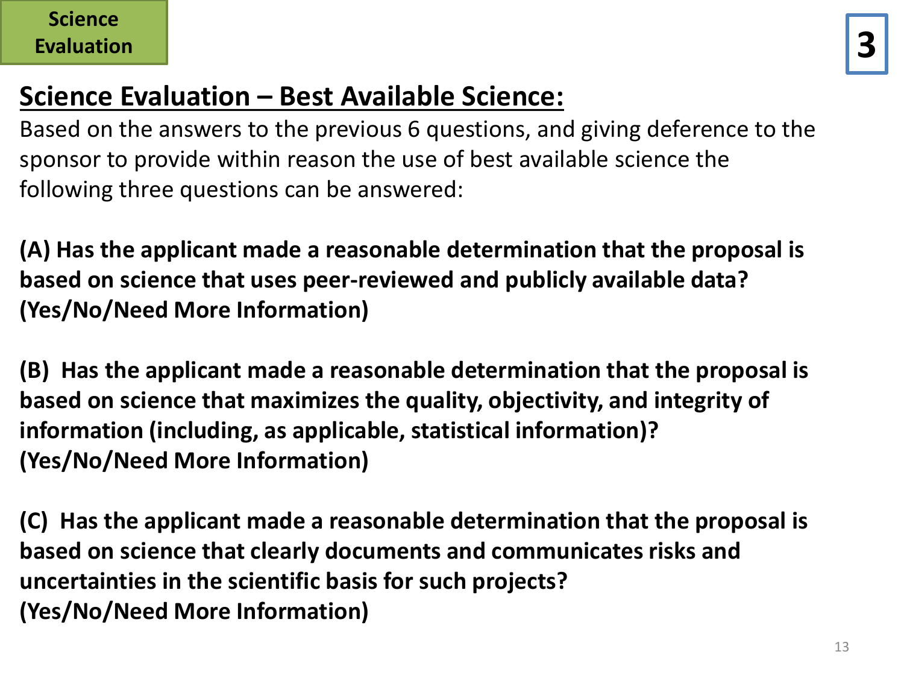Science Evaluation

3

## Science Evaluation – Best Available Science:

Based on the answers to the previous 6 questions, and giving deference to the sponsor to provide within reason the use of best available science the following three questions can be answered:

**(A) Has the applicant made a reasonable determination that the proposal is based on science that uses peer-reviewed and publicly available data? (Yes/No/Need More Information)**

**(B) Has the applicant made a reasonable determination that the proposal is based on science that maximizes the quality, objectivity, and integrity of information (including, as applicable, statistical information)? (Yes/No/Need More Information)**

**(C) Has the applicant made a reasonable determination that the proposal is based on science that clearly documents and communicates risks and uncertainties in the scientific basis for such projects? (Yes/No/Need More Information)**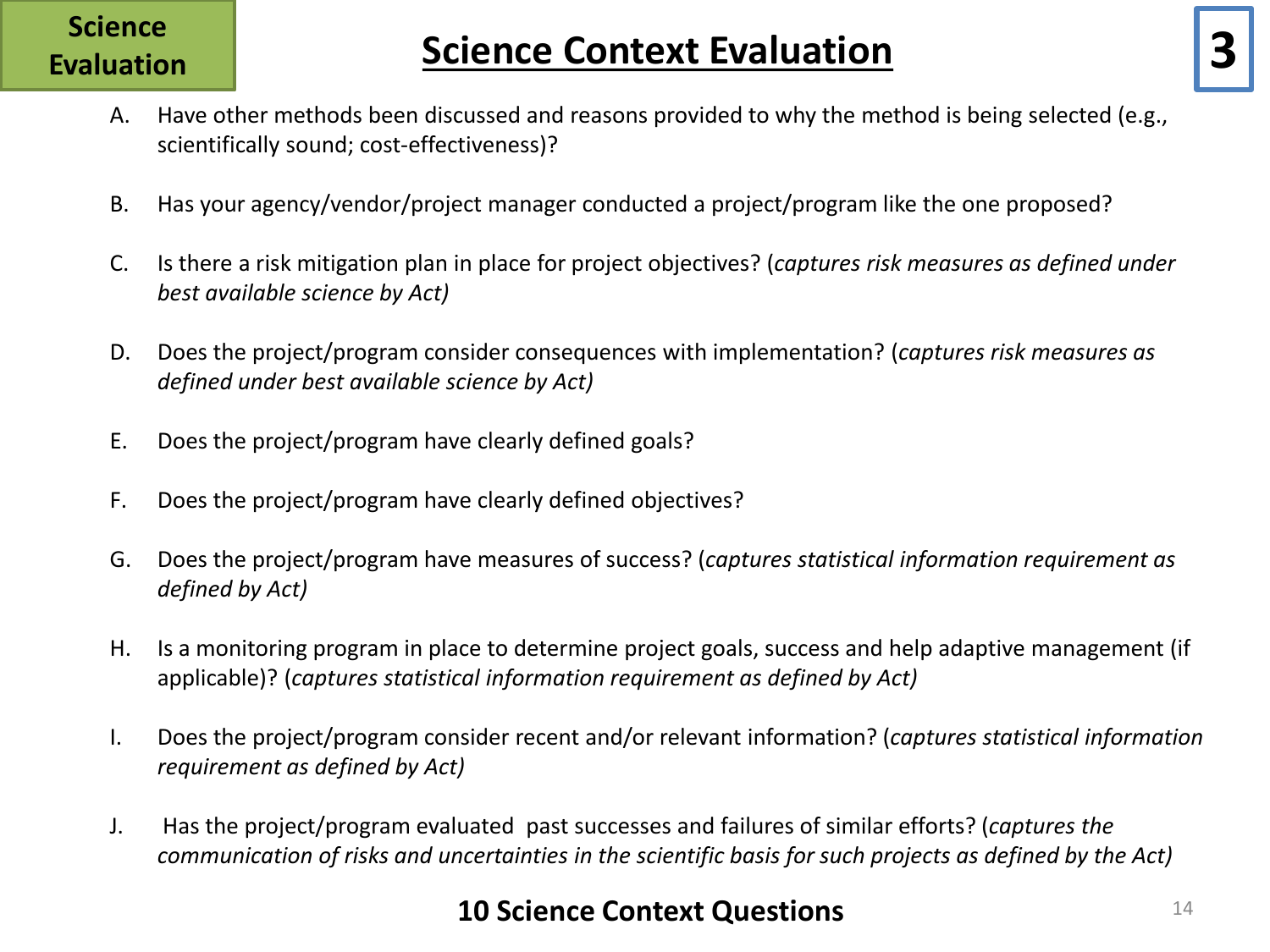Science Evaluation

# Science Context Evaluation

3

A. Have other methods been discussed and reasons provided to why the method is being selected (e.g., scientifically sound; cost-effectiveness)?

B. Has your agency/vendor/project manager conducted a project/program like the one proposed?

C. Is there a risk mitigation plan in place for project objectives? (*captures risk measures as defined under best available science by Act)*

D. Does the project/program consider consequences with implementation? (*captures risk measures as defined under best available science by Act)*

E. Does the project/program have clearly defined goals?

F. Does the project/program have clearly defined objectives?

G. Does the project/program have measures of success? (*captures statistical information requirement as defined by Act)*

H. Is a monitoring program in place to determine project goals, success and help adaptive management (if applicable)? (*captures statistical information requirement as defined by Act)*

I. Does the project/program consider recent and/or relevant information? (*captures statistical information requirement as defined by Act)*

J. Has the project/program evaluated past successes and failures of similar efforts? (*captures the communication of risks and uncertainties in the scientific basis for such projects as defined by the Act)*

**10 Science Context Questions**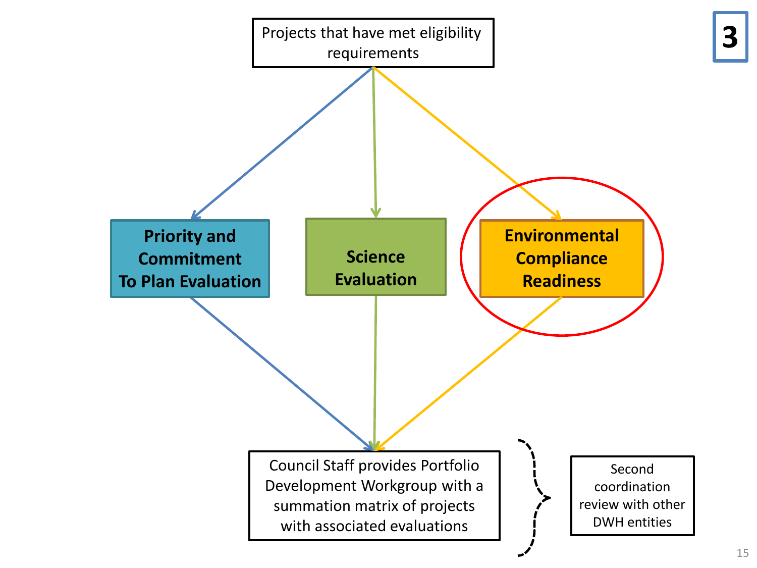3

Projects that have met eligibility requirements

**Priority and Commitment To Plan Evaluation**

**Science Evaluation**

**Environmental Compliance Readiness**

Council Staff provides Portfolio Development Workgroup with a summation matrix of projects with associated evaluations

Second coordination review with other DWH entities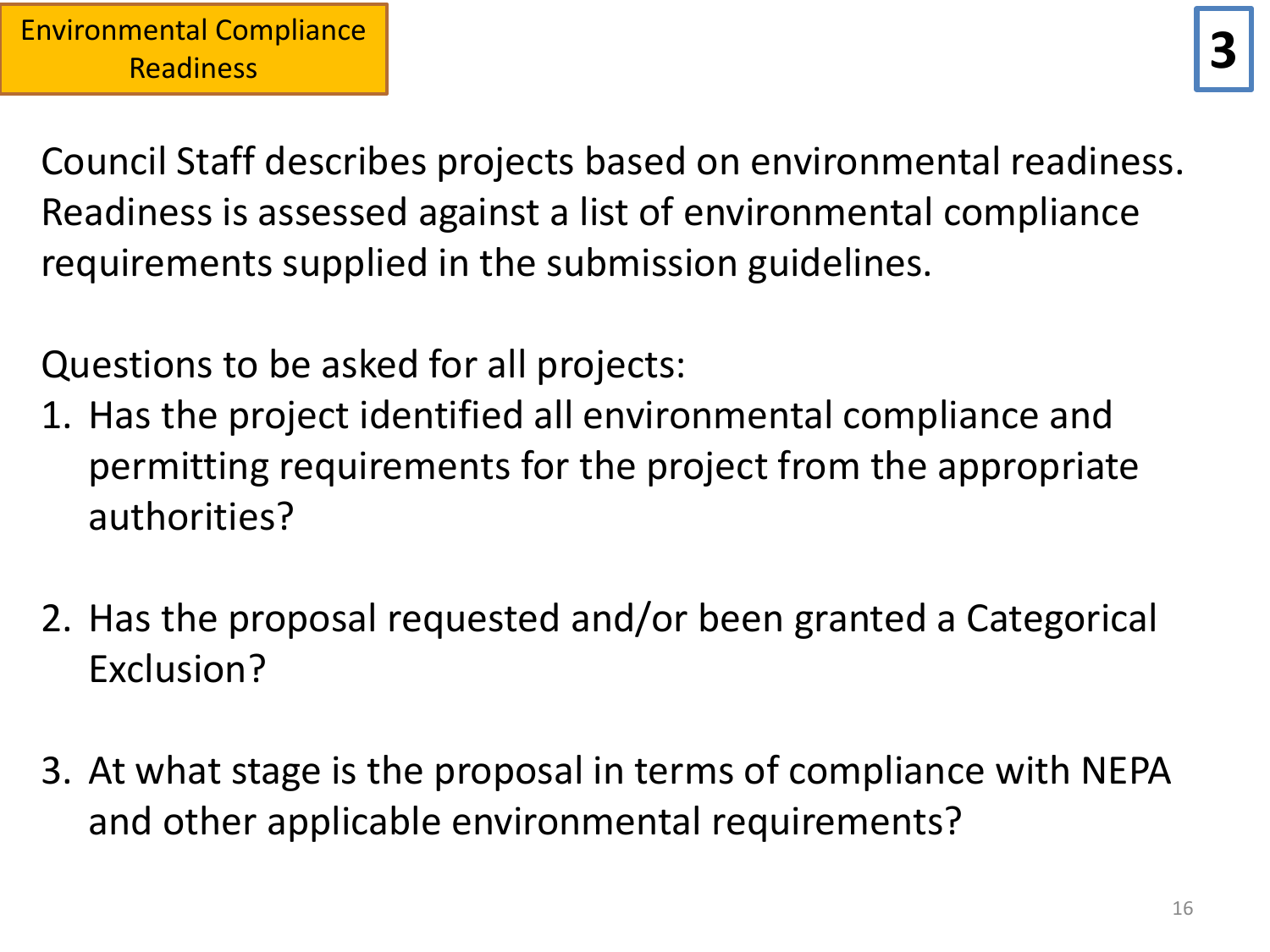## Environmental Compliance Readiness

**3**

Council Staff describes projects based on environmental readiness. Readiness is assessed against a list of environmental compliance requirements supplied in the submission guidelines.

Questions to be asked for all projects:

1. Has the project identified all environmental compliance and permitting requirements for the project from the appropriate authorities?

2. Has the proposal requested and/or been granted a Categorical Exclusion?

3. At what stage is the proposal in terms of compliance with NEPA and other applicable environmental requirements?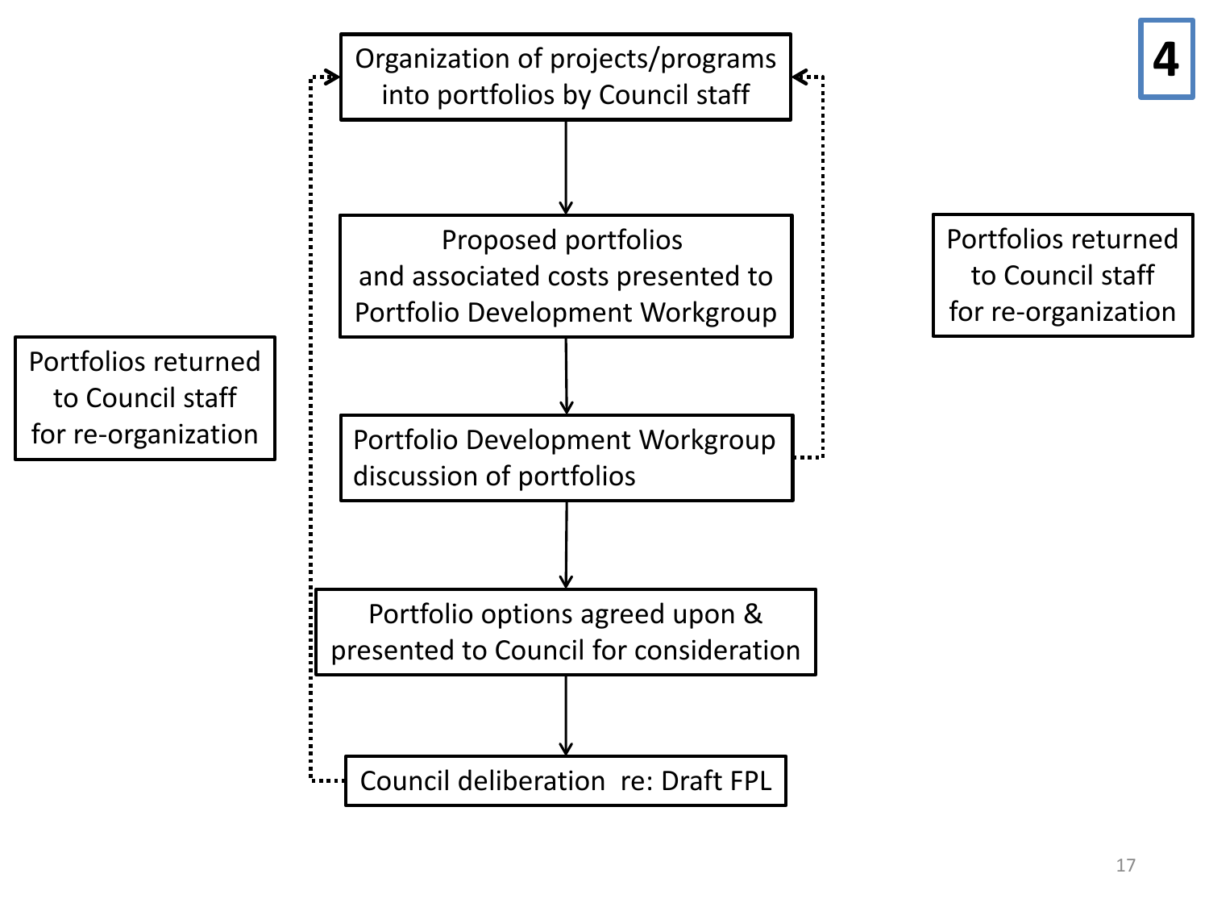**4**

Organization of projects/programs into portfolios by Council staff

↓

Proposed portfolios and associated costs presented to Portfolio Development Workgroup

↓

Portfolio Development Workgroup discussion of portfolios

↓

Portfolio options agreed upon & presented to Council for consideration

↓

Council deliberation re: Draft FPL

Portfolios returned to Council staff for re-organization

Portfolios returned to Council staff for re-organization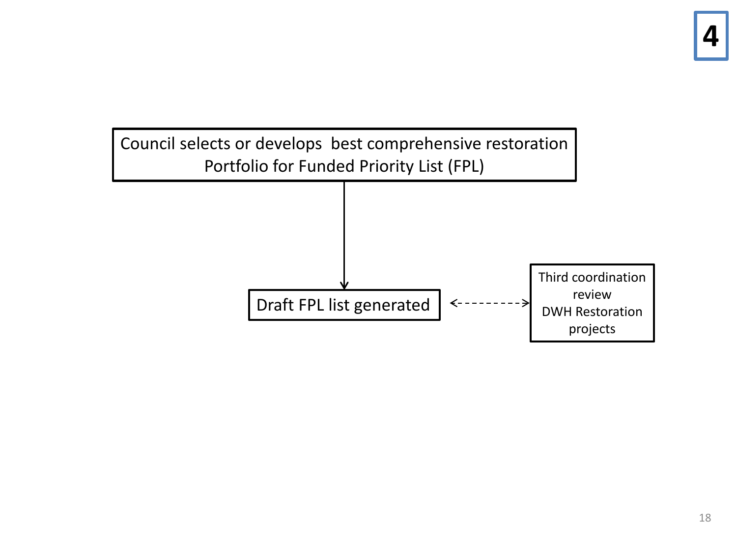**4**

Council selects or develops best comprehensive restoration Portfolio for Funded Priority List (FPL)

↓

Draft FPL list generated ← - - - - → Third coordination review DWH Restoration projects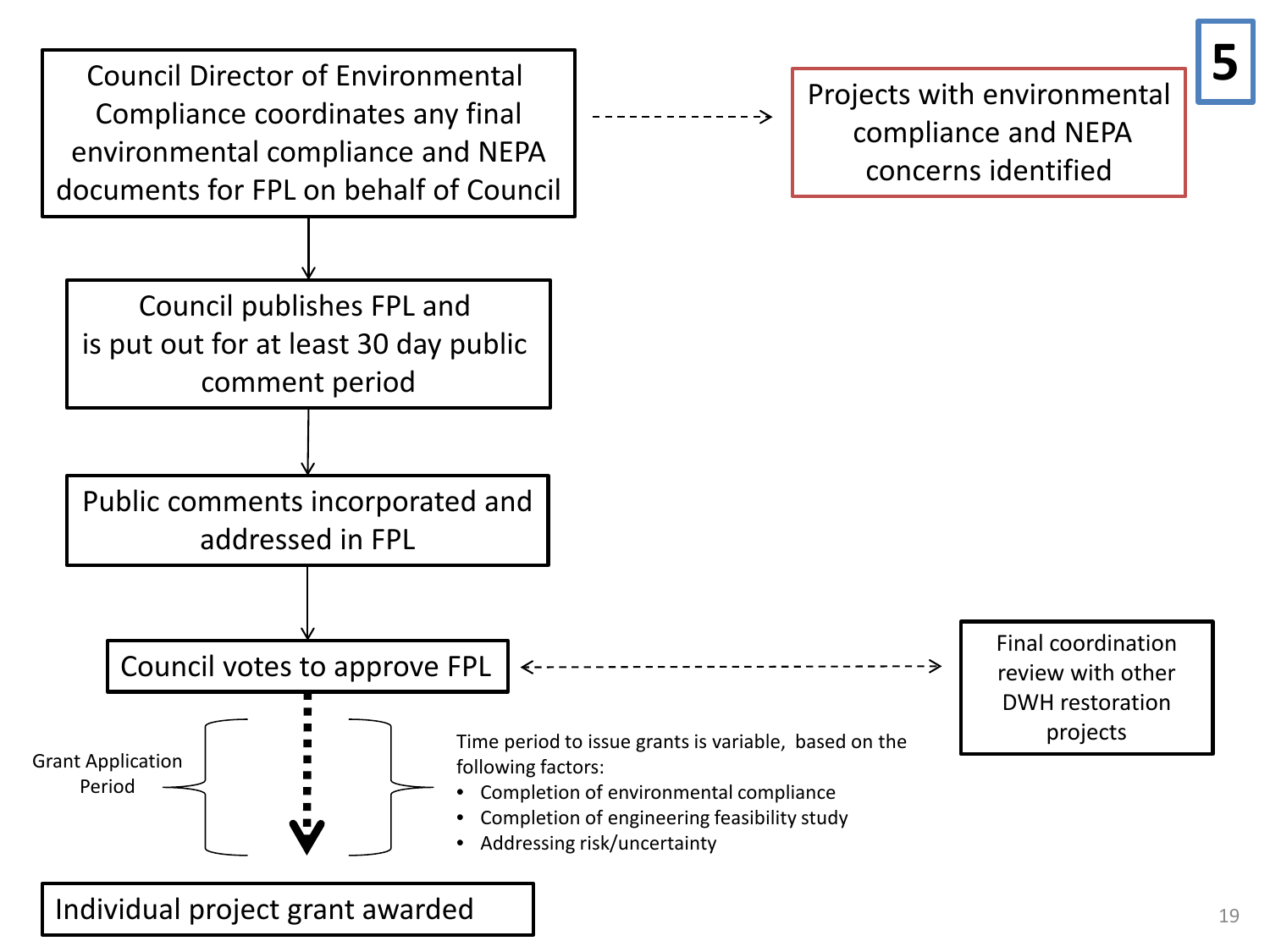5

Council Director of Environmental Compliance coordinates any final environmental compliance and NEPA documents for FPL on behalf of Council

Projects with environmental compliance and NEPA concerns identified

Council publishes FPL and is put out for at least 30 day public comment period

Public comments incorporated and addressed in FPL

Council votes to approve FPL

Final coordination review with other DWH restoration projects

Grant Application Period

Time period to issue grants is variable, based on the following factors:

- Completion of environmental compliance
- Completion of engineering feasibility study
- Addressing risk/uncertainty

Individual project grant awarded